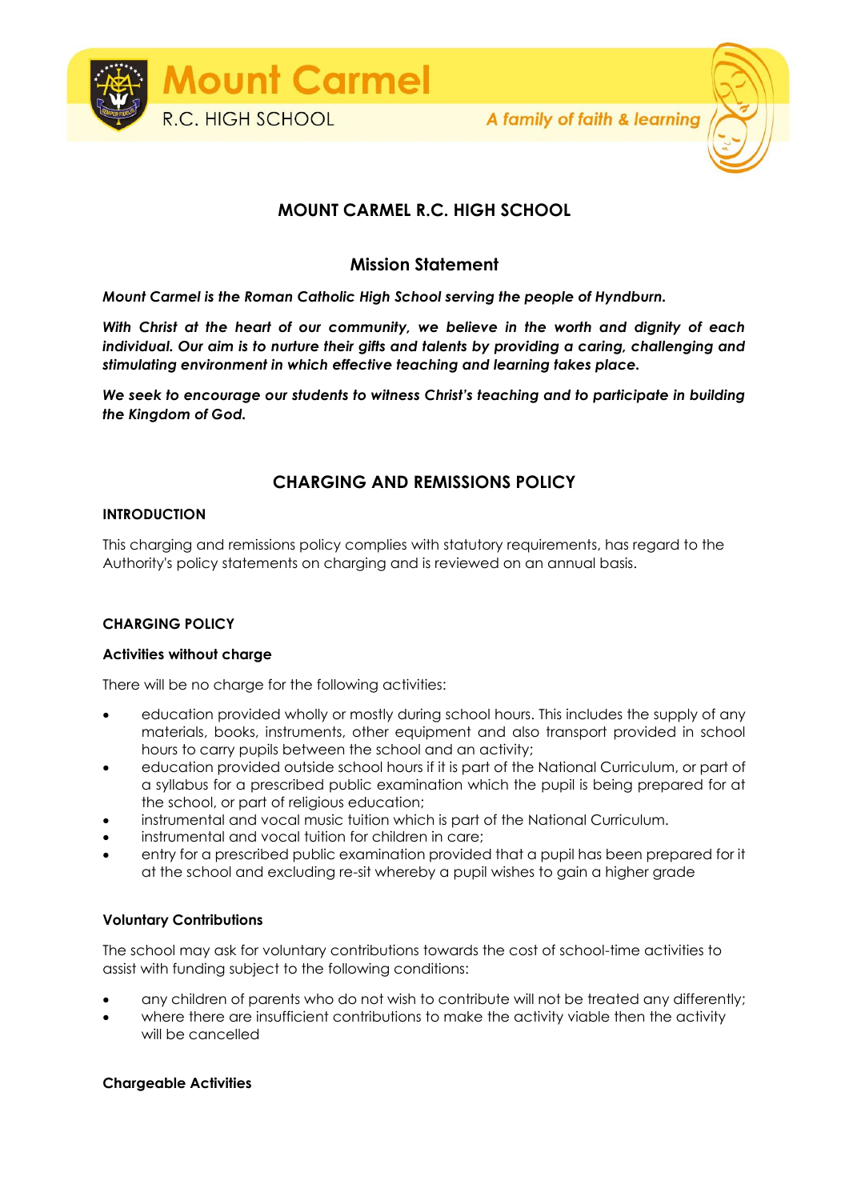Mount Carmel

R.C. HIGH SCHOOL

*A family of faith & learning*

# MOUNT CARMEL R.C. HIGH SCHOOL

## Mission Statement

***Mount Carmel is the Roman Catholic High School serving the people of Hyndburn.***

***With Christ at the heart of our community, we believe in the worth and dignity of each individual. Our aim is to nurture their gifts and talents by providing a caring, challenging and stimulating environment in which effective teaching and learning takes place.***

***We seek to encourage our students to witness Christ's teaching and to participate in building the Kingdom of God.***

## CHARGING AND REMISSIONS POLICY

### INTRODUCTION

This charging and remissions policy complies with statutory requirements, has regard to the Authority's policy statements on charging and is reviewed on an annual basis.

### CHARGING POLICY

#### Activities without charge

There will be no charge for the following activities:

- education provided wholly or mostly during school hours. This includes the supply of any materials, books, instruments, other equipment and also transport provided in school hours to carry pupils between the school and an activity;
- education provided outside school hours if it is part of the National Curriculum, or part of a syllabus for a prescribed public examination which the pupil is being prepared for at the school, or part of religious education;
- instrumental and vocal music tuition which is part of the National Curriculum.
- instrumental and vocal tuition for children in care;
- entry for a prescribed public examination provided that a pupil has been prepared for it at the school and excluding re-sit whereby a pupil wishes to gain a higher grade

#### Voluntary Contributions

The school may ask for voluntary contributions towards the cost of school-time activities to assist with funding subject to the following conditions:

- any children of parents who do not wish to contribute will not be treated any differently;
- where there are insufficient contributions to make the activity viable then the activity will be cancelled

#### Chargeable Activities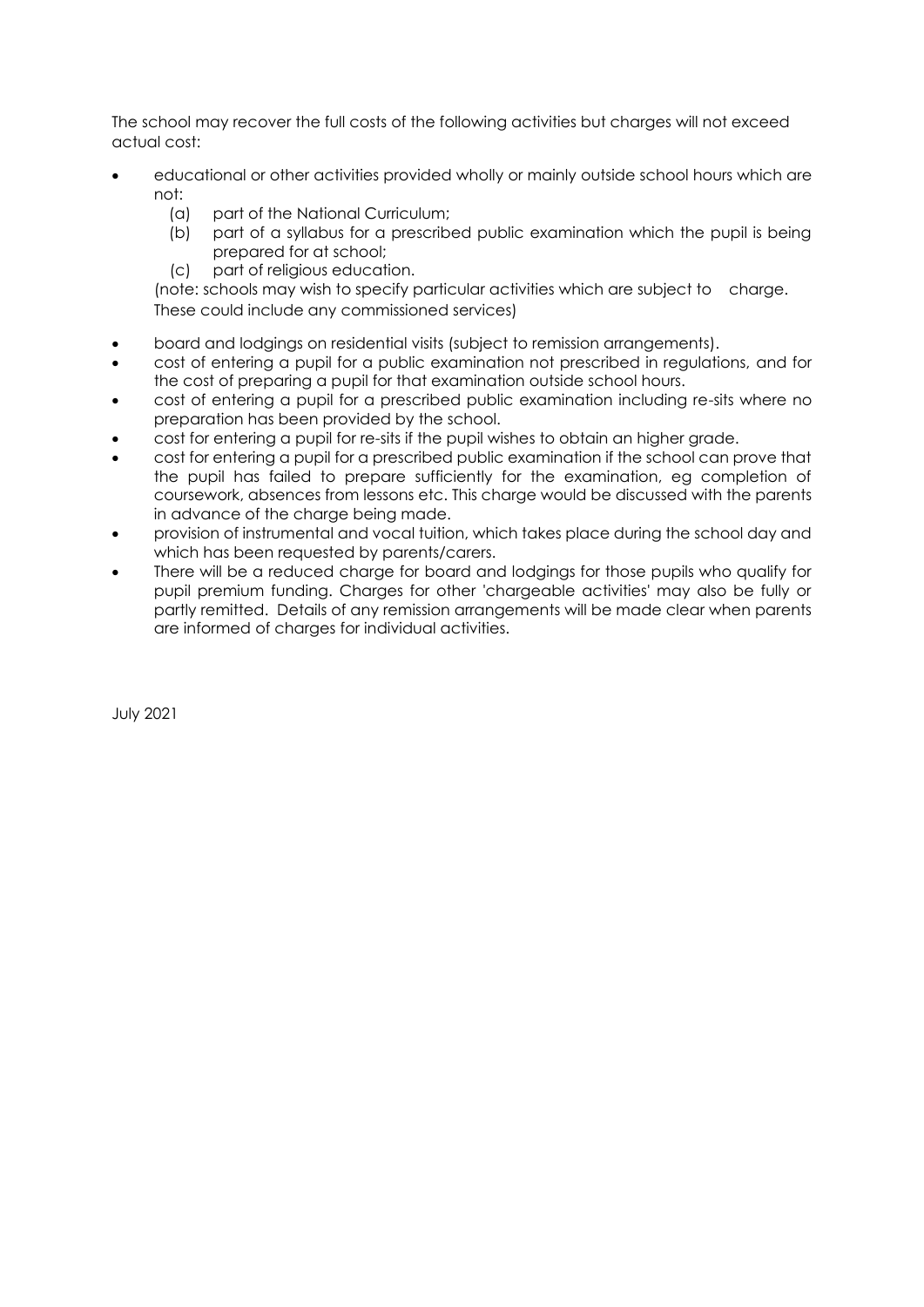The school may recover the full costs of the following activities but charges will not exceed actual cost:

- educational or other activities provided wholly or mainly outside school hours which are not:
  - (a) part of the National Curriculum;
  - (b) part of a syllabus for a prescribed public examination which the pupil is being prepared for at school;
  - (c) part of religious education.

  (note: schools may wish to specify particular activities which are subject to charge. These could include any commissioned services)
- board and lodgings on residential visits (subject to remission arrangements).
- cost of entering a pupil for a public examination not prescribed in regulations, and for the cost of preparing a pupil for that examination outside school hours.
- cost of entering a pupil for a prescribed public examination including re-sits where no preparation has been provided by the school.
- cost for entering a pupil for re-sits if the pupil wishes to obtain an higher grade.
- cost for entering a pupil for a prescribed public examination if the school can prove that the pupil has failed to prepare sufficiently for the examination, eg completion of coursework, absences from lessons etc. This charge would be discussed with the parents in advance of the charge being made.
- provision of instrumental and vocal tuition, which takes place during the school day and which has been requested by parents/carers.
- There will be a reduced charge for board and lodgings for those pupils who qualify for pupil premium funding. Charges for other 'chargeable activities' may also be fully or partly remitted. Details of any remission arrangements will be made clear when parents are informed of charges for individual activities.

July 2021